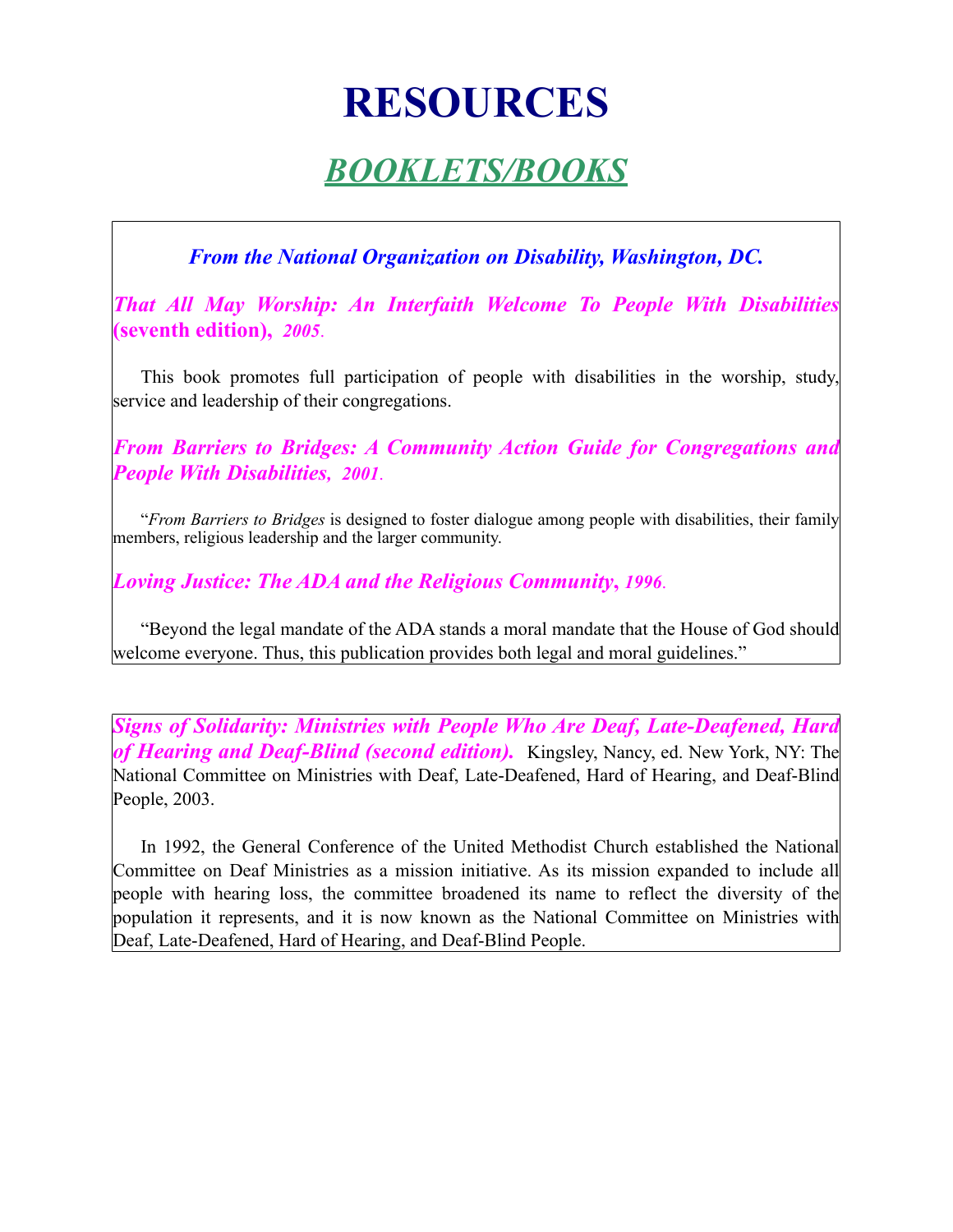# RESOURCES

## *BOOKLETS/BOOKS*

***From the National Organization on Disability, Washington, DC.***

***That All May Worship: An Interfaith Welcome To People With Disabilities* (seventh edition), *2005*.**

This book promotes full participation of people with disabilities in the worship, study, service and leadership of their congregations.

***From Barriers to Bridges: A Community Action Guide for Congregations and People With Disabilities, 2001*.**

"*From Barriers to Bridges* is designed to foster dialogue among people with disabilities, their family members, religious leadership and the larger community.

***Loving Justice: The ADA and the Religious Community*, *1996*.**

"Beyond the legal mandate of the ADA stands a moral mandate that the House of God should welcome everyone. Thus, this publication provides both legal and moral guidelines."

***Signs of Solidarity: Ministries with People Who Are Deaf, Late-Deafened, Hard of Hearing and Deaf-Blind (second edition).*** Kingsley, Nancy, ed. New York, NY: The National Committee on Ministries with Deaf, Late-Deafened, Hard of Hearing, and Deaf-Blind People, 2003.

In 1992, the General Conference of the United Methodist Church established the National Committee on Deaf Ministries as a mission initiative. As its mission expanded to include all people with hearing loss, the committee broadened its name to reflect the diversity of the population it represents, and it is now known as the National Committee on Ministries with Deaf, Late-Deafened, Hard of Hearing, and Deaf-Blind People.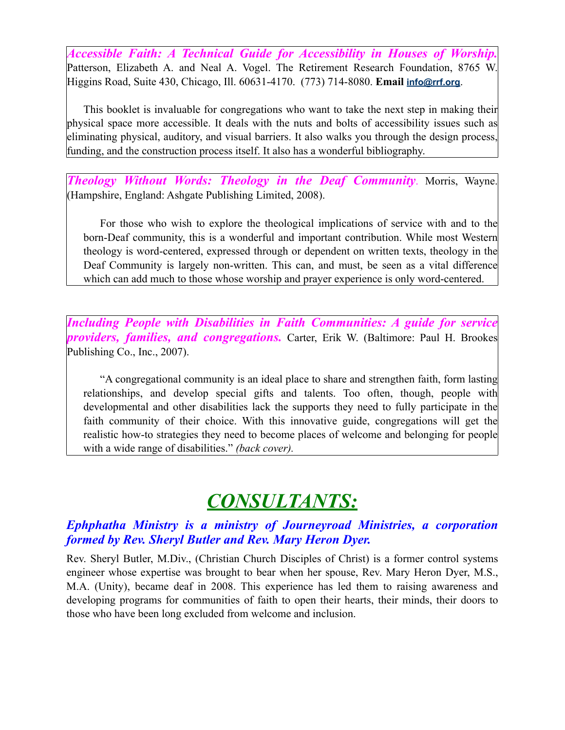***Accessible Faith: A Technical Guide for Accessibility in Houses of Worship.*** Patterson, Elizabeth A. and Neal A. Vogel. The Retirement Research Foundation, 8765 W. Higgins Road, Suite 430, Chicago, Ill. 60631-4170. (773) 714-8080. **Email** info@rrf.org.

This booklet is invaluable for congregations who want to take the next step in making their physical space more accessible. It deals with the nuts and bolts of accessibility issues such as eliminating physical, auditory, and visual barriers. It also walks you through the design process, funding, and the construction process itself. It also has a wonderful bibliography.

***Theology Without Words: Theology in the Deaf Community***. Morris, Wayne. (Hampshire, England: Ashgate Publishing Limited, 2008).

For those who wish to explore the theological implications of service with and to the born-Deaf community, this is a wonderful and important contribution. While most Western theology is word-centered, expressed through or dependent on written texts, theology in the Deaf Community is largely non-written. This can, and must, be seen as a vital difference which can add much to those whose worship and prayer experience is only word-centered.

***Including People with Disabilities in Faith Communities: A guide for service providers, families, and congregations.*** Carter, Erik W. (Baltimore: Paul H. Brookes Publishing Co., Inc., 2007).

"A congregational community is an ideal place to share and strengthen faith, form lasting relationships, and develop special gifts and talents. Too often, though, people with developmental and other disabilities lack the supports they need to fully participate in the faith community of their choice. With this innovative guide, congregations will get the realistic how-to strategies they need to become places of welcome and belonging for people with a wide range of disabilities." *(back cover).*

# *CONSULTANTS:*

### *Ephphatha Ministry is a ministry of Journeyroad Ministries, a corporation formed by Rev. Sheryl Butler and Rev. Mary Heron Dyer.*

Rev. Sheryl Butler, M.Div., (Christian Church Disciples of Christ) is a former control systems engineer whose expertise was brought to bear when her spouse, Rev. Mary Heron Dyer, M.S., M.A. (Unity), became deaf in 2008. This experience has led them to raising awareness and developing programs for communities of faith to open their hearts, their minds, their doors to those who have been long excluded from welcome and inclusion.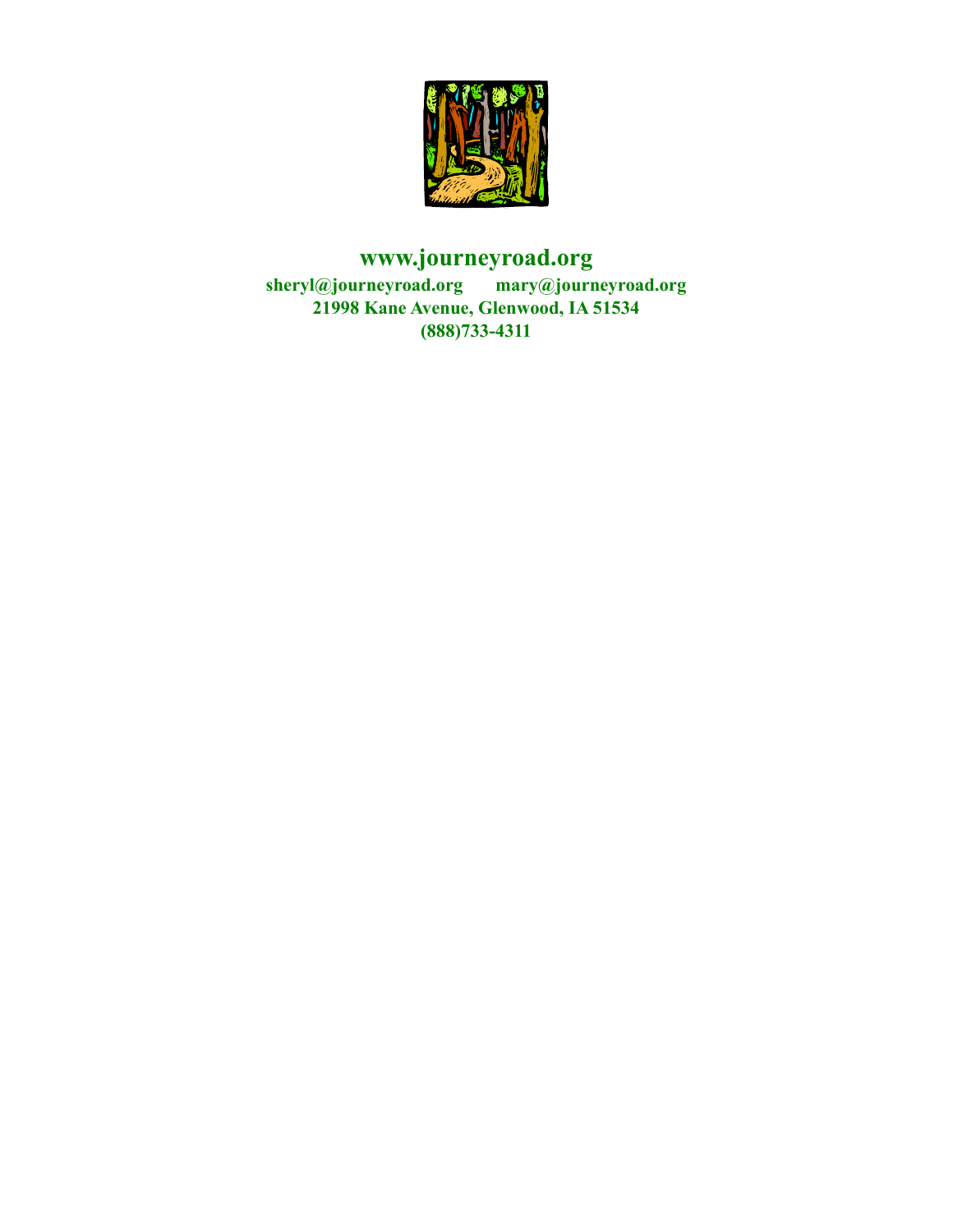**www.journeyroad.org**

**sheryl@journeyroad.org    mary@journeyroad.org**

**21998 Kane Avenue, Glenwood, IA 51534**

**(888)733-4311**